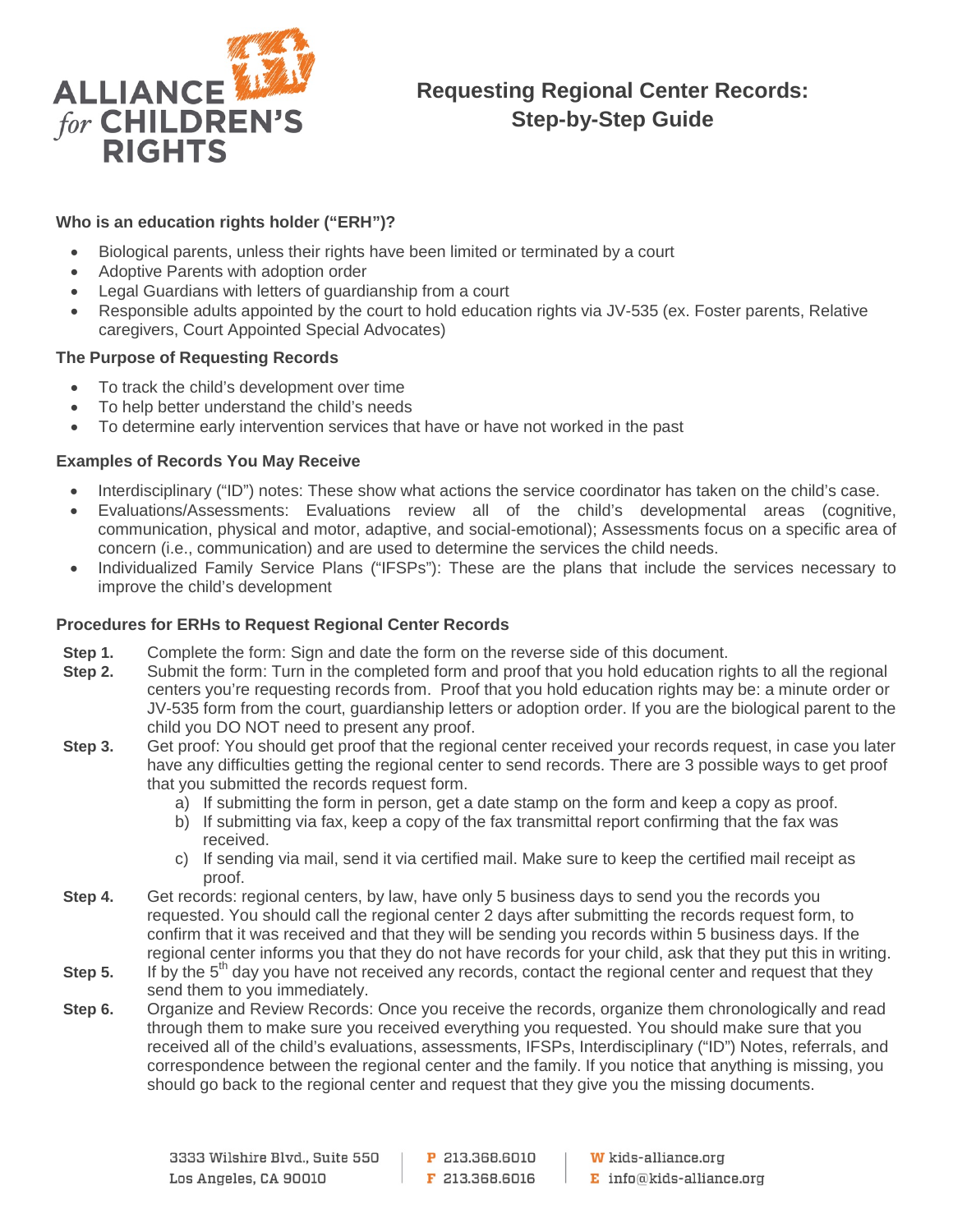ALLIANCE *for* CHILDREN'S RIGHTS

# Requesting Regional Center Records: Step-by-Step Guide

### Who is an education rights holder ("ERH")?

- Biological parents, unless their rights have been limited or terminated by a court
- Adoptive Parents with adoption order
- Legal Guardians with letters of guardianship from a court
- Responsible adults appointed by the court to hold education rights via JV-535 (ex. Foster parents, Relative caregivers, Court Appointed Special Advocates)

### The Purpose of Requesting Records

- To track the child's development over time
- To help better understand the child's needs
- To determine early intervention services that have or have not worked in the past

### Examples of Records You May Receive

- Interdisciplinary ("ID") notes: These show what actions the service coordinator has taken on the child's case.
- Evaluations/Assessments: Evaluations review all of the child's developmental areas (cognitive, communication, physical and motor, adaptive, and social-emotional); Assessments focus on a specific area of concern (i.e., communication) and are used to determine the services the child needs.
- Individualized Family Service Plans ("IFSPs"): These are the plans that include the services necessary to improve the child's development

### Procedures for ERHs to Request Regional Center Records

**Step 1.** Complete the form: Sign and date the form on the reverse side of this document.

**Step 2.** Submit the form: Turn in the completed form and proof that you hold education rights to all the regional centers you're requesting records from. Proof that you hold education rights may be: a minute order or JV-535 form from the court, guardianship letters or adoption order. If you are the biological parent to the child you DO NOT need to present any proof.

**Step 3.** Get proof: You should get proof that the regional center received your records request, in case you later have any difficulties getting the regional center to send records. There are 3 possible ways to get proof that you submitted the records request form.

a) If submitting the form in person, get a date stamp on the form and keep a copy as proof.
b) If submitting via fax, keep a copy of the fax transmittal report confirming that the fax was received.
c) If sending via mail, send it via certified mail. Make sure to keep the certified mail receipt as proof.

**Step 4.** Get records: regional centers, by law, have only 5 business days to send you the records you requested. You should call the regional center 2 days after submitting the records request form, to confirm that it was received and that they will be sending you records within 5 business days. If the regional center informs you that they do not have records for your child, ask that they put this in writing.

**Step 5.** If by the 5th day you have not received any records, contact the regional center and request that they send them to you immediately.

**Step 6.** Organize and Review Records: Once you receive the records, organize them chronologically and read through them to make sure you received everything you requested. You should make sure that you received all of the child's evaluations, assessments, IFSPs, Interdisciplinary ("ID") Notes, referrals, and correspondence between the regional center and the family. If you notice that anything is missing, you should go back to the regional center and request that they give you the missing documents.

3333 Wilshire Blvd., Suite 550
Los Angeles, CA 90010

P 213.368.6010
F 213.368.6016

W kids-alliance.org
E info@kids-alliance.org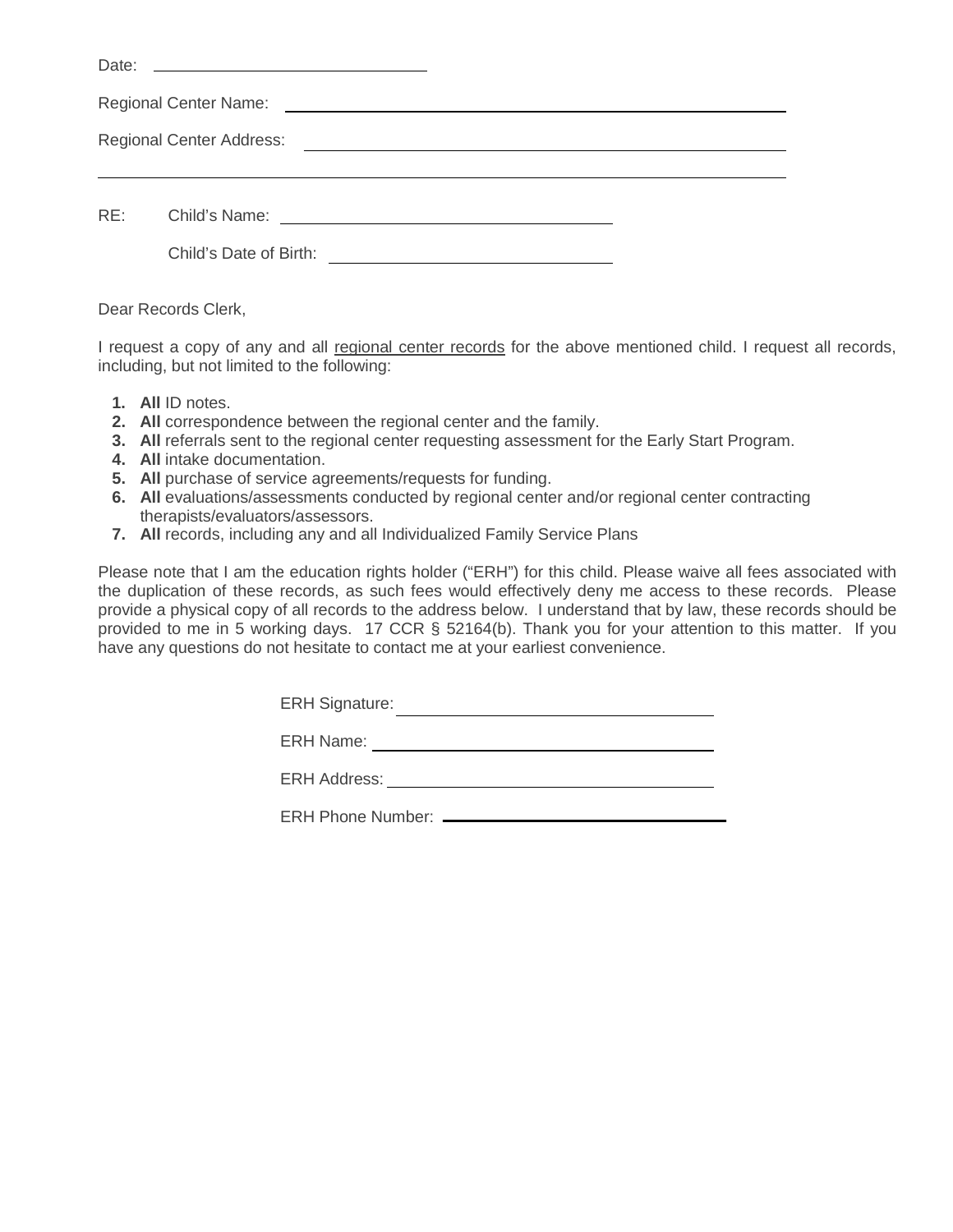Date: \_\_\_\_\_\_\_\_\_\_\_\_\_\_\_\_\_\_\_\_\_\_\_\_\_\_\_\_\_\_

Regional Center Name: \_\_\_\_\_\_\_\_\_\_\_\_\_\_\_\_\_\_\_\_\_\_\_\_\_\_\_\_\_\_\_\_\_\_\_\_\_\_\_\_\_\_\_\_\_\_\_\_

Regional Center Address: \_\_\_\_\_\_\_\_\_\_\_\_\_\_\_\_\_\_\_\_\_\_\_\_\_\_\_\_\_\_\_\_\_\_\_\_\_\_\_\_\_\_\_\_\_\_

\_\_\_\_\_\_\_\_\_\_\_\_\_\_\_\_\_\_\_\_\_\_\_\_\_\_\_\_\_\_\_\_\_\_\_\_\_\_\_\_\_\_\_\_\_\_\_\_\_\_\_\_\_\_\_\_\_\_\_\_\_\_\_\_\_\_\_\_

RE: Child's Name: \_\_\_\_\_\_\_\_\_\_\_\_\_\_\_\_\_\_\_\_\_\_\_\_\_\_\_\_\_\_\_\_\_\_\_\_

Child's Date of Birth: \_\_\_\_\_\_\_\_\_\_\_\_\_\_\_\_\_\_\_\_\_\_\_\_\_\_\_\_\_\_

Dear Records Clerk,

I request a copy of any and all regional center records for the above mentioned child. I request all records, including, but not limited to the following:

1. **All** ID notes.
2. **All** correspondence between the regional center and the family.
3. **All** referrals sent to the regional center requesting assessment for the Early Start Program.
4. **All** intake documentation.
5. **All** purchase of service agreements/requests for funding.
6. **All** evaluations/assessments conducted by regional center and/or regional center contracting therapists/evaluators/assessors.
7. **All** records, including any and all Individualized Family Service Plans

Please note that I am the education rights holder ("ERH") for this child. Please waive all fees associated with the duplication of these records, as such fees would effectively deny me access to these records. Please provide a physical copy of all records to the address below. I understand that by law, these records should be provided to me in 5 working days. 17 CCR § 52164(b). Thank you for your attention to this matter. If you have any questions do not hesitate to contact me at your earliest convenience.

ERH Signature: \_\_\_\_\_\_\_\_\_\_\_\_\_\_\_\_\_\_\_\_\_\_\_\_\_\_\_\_\_\_\_\_\_\_\_\_

ERH Name: \_\_\_\_\_\_\_\_\_\_\_\_\_\_\_\_\_\_\_\_\_\_\_\_\_\_\_\_\_\_\_\_\_\_\_\_\_\_\_

ERH Address: \_\_\_\_\_\_\_\_\_\_\_\_\_\_\_\_\_\_\_\_\_\_\_\_\_\_\_\_\_\_\_\_\_\_\_\_\_

ERH Phone Number: \_\_\_\_\_\_\_\_\_\_\_\_\_\_\_\_\_\_\_\_\_\_\_\_\_\_\_\_\_\_\_\_\_